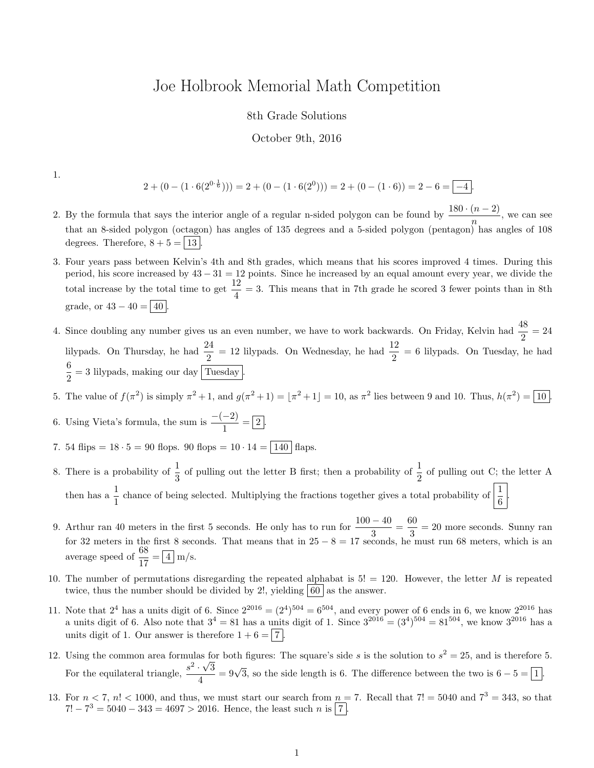# Joe Holbrook Memorial Math Competition

8th Grade Solutions

October 9th, 2016

1. $$2 + (0 - (1 \cdot 6(2^{0 \cdot \frac{1}{6}}))) = 2 + (0 - (1 \cdot 6(2^0))) = 2 + (0 - (1 \cdot 6)) = 2 - 6 = \boxed{-4}.$$

2. By the formula that says the interior angle of a regular n-sided polygon can be found by $\frac{180 \cdot (n-2)}{n}$, we can see that an 8-sided polygon (octagon) has angles of 135 degrees and a 5-sided polygon (pentagon) has angles of 108 degrees. Therefore, $8 + 5 = \boxed{13}$.

3. Four years pass between Kelvin's 4th and 8th grades, which means that his scores improved 4 times. During this period, his score increased by $43 - 31 = 12$ points. Since he increased by an equal amount every year, we divide the total increase by the total time to get $\frac{12}{4} = 3$. This means that in 7th grade he scored 3 fewer points than in 8th grade, or $43 - 40 = \boxed{40}$.

4. Since doubling any number gives us an even number, we have to work backwards. On Friday, Kelvin had $\frac{48}{2} = 24$ lilypads. On Thursday, he had $\frac{24}{2} = 12$ lilypads. On Wednesday, he had $\frac{12}{2} = 6$ lilypads. On Tuesday, he had $\frac{6}{2} = 3$ lilypads, making our day $\boxed{\text{Tuesday}}$.

5. The value of $f(\pi^2)$ is simply $\pi^2 + 1$, and $g(\pi^2 + 1) = \lfloor \pi^2 + 1 \rfloor = 10$, as $\pi^2$ lies between 9 and 10. Thus, $h(\pi^2) = \boxed{10}$.

6. Using Vieta's formula, the sum is $\frac{-(-2)}{1} = \boxed{2}$.

7. 54 flips $= 18 \cdot 5 = 90$ flops. 90 flops $= 10 \cdot 14 = \boxed{140}$ flaps.

8. There is a probability of $\frac{1}{3}$ of pulling out the letter B first; then a probability of $\frac{1}{2}$ of pulling out C; the letter A then has a $\frac{1}{1}$ chance of being selected. Multiplying the fractions together gives a total probability of $\boxed{\frac{1}{6}}$.

9. Arthur ran 40 meters in the first 5 seconds. He only has to run for $\frac{100-40}{3} = \frac{60}{3} = 20$ more seconds. Sunny ran for 32 meters in the first 8 seconds. That means that in $25 - 8 = 17$ seconds, he must run 68 meters, which is an average speed of $\frac{68}{17} = \boxed{4}$ m/s.

10. The number of permutations disregarding the repeated alphabat is $5! = 120$. However, the letter $M$ is repeated twice, thus the number should be divided by $2!$, yielding $\boxed{60}$ as the answer.

11. Note that $2^4$ has a units digit of 6. Since $2^{2016} = (2^4)^{504} = 6^{504}$, and every power of 6 ends in 6, we know $2^{2016}$ has a units digit of 6. Also note that $3^4 = 81$ has a units digit of 1. Since $3^{2016} = (3^4)^{504} = 81^{504}$, we know $3^{2016}$ has a units digit of 1. Our answer is therefore $1 + 6 = \boxed{7}$.

12. Using the common area formulas for both figures: The square's side $s$ is the solution to $s^2 = 25$, and is therefore 5. For the equilateral triangle, $\frac{s^2 \cdot \sqrt{3}}{4} = 9\sqrt{3}$, so the side length is 6. The difference between the two is $6 - 5 = \boxed{1}$.

13. For $n < 7$, $n! < 1000$, and thus, we must start our search from $n = 7$. Recall that $7! = 5040$ and $7^3 = 343$, so that $7! - 7^3 = 5040 - 343 = 4697 > 2016$. Hence, the least such $n$ is $\boxed{7}$.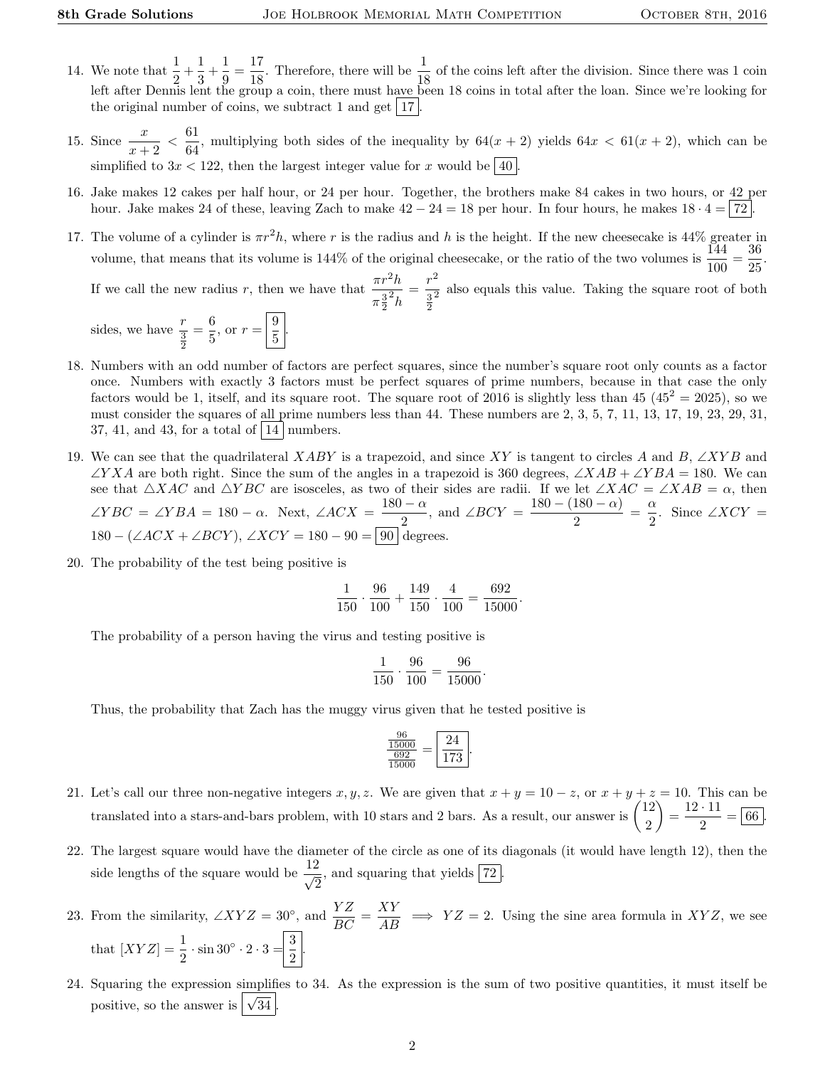14. We note that $\frac{1}{2}+\frac{1}{3}+\frac{1}{9}=\frac{17}{18}$. Therefore, there will be $\frac{1}{18}$ of the coins left after the division. Since there was 1 coin left after Dennis lent the group a coin, there must have been 18 coins in total after the loan. Since we're looking for the original number of coins, we subtract 1 and get $\boxed{17}$.

15. Since $\frac{x}{x+2} < \frac{61}{64}$, multiplying both sides of the inequality by $64(x+2)$ yields $64x < 61(x+2)$, which can be simplified to $3x < 122$, then the largest integer value for $x$ would be $\boxed{40}$.

16. Jake makes 12 cakes per half hour, or 24 per hour. Together, the brothers make 84 cakes in two hours, or 42 per hour. Jake makes 24 of these, leaving Zach to make $42-24=18$ per hour. In four hours, he makes $18\cdot 4=\boxed{72}$.

17. The volume of a cylinder is $\pi r^2 h$, where $r$ is the radius and $h$ is the height. If the new cheesecake is 44% greater in volume, that means that its volume is 144% of the original cheesecake, or the ratio of the two volumes is $\frac{144}{100}=\frac{36}{25}$. If we call the new radius $r$, then we have that $\frac{\pi r^2 h}{\pi \frac{3}{2}^2 h}=\frac{r^2}{\frac{3}{2}^2}$ also equals this value. Taking the square root of both sides, we have $\frac{r}{\frac{3}{2}}=\frac{6}{5}$, or $r=\boxed{\frac{9}{5}}$.

18. Numbers with an odd number of factors are perfect squares, since the number's square root only counts as a factor once. Numbers with exactly 3 factors must be perfect squares of prime numbers, because in that case the only factors would be 1, itself, and its square root. The square root of 2016 is slightly less than 45 ($45^2=2025$), so we must consider the squares of all prime numbers less than 44. These numbers are 2, 3, 5, 7, 11, 13, 17, 19, 23, 29, 31, 37, 41, and 43, for a total of $\boxed{14}$ numbers.

19. We can see that the quadrilateral $XABY$ is a trapezoid, and since $XY$ is tangent to circles $A$ and $B$, $\angle XYB$ and $\angle YXA$ are both right. Since the sum of the angles in a trapezoid is 360 degrees, $\angle XAB+\angle YBA=180$. We can see that $\triangle XAC$ and $\triangle YBC$ are isosceles, as two of their sides are radii. If we let $\angle XAC=\angle XAB=\alpha$, then $\angle YBC=\angle YBA=180-\alpha$. Next, $\angle ACX=\frac{180-\alpha}{2}$, and $\angle BCY=\frac{180-(180-\alpha)}{2}=\frac{\alpha}{2}$. Since $\angle XCY=180-(\angle ACX+\angle BCY)$, $\angle XCY=180-90=\boxed{90}$ degrees.

20. The probability of the test being positive is

$$\frac{1}{150}\cdot\frac{96}{100}+\frac{149}{150}\cdot\frac{4}{100}=\frac{692}{15000}.$$

The probability of a person having the virus and testing positive is

$$\frac{1}{150}\cdot\frac{96}{100}=\frac{96}{15000}.$$

Thus, the probability that Zach has the muggy virus given that he tested positive is

$$\frac{\frac{96}{15000}}{\frac{692}{15000}}=\boxed{\frac{24}{173}}.$$

21. Let's call our three non-negative integers $x, y, z$. We are given that $x+y=10-z$, or $x+y+z=10$. This can be translated into a stars-and-bars problem, with 10 stars and 2 bars. As a result, our answer is $\binom{12}{2}=\frac{12\cdot 11}{2}=\boxed{66}$.

22. The largest square would have the diameter of the circle as one of its diagonals (it would have length 12), then the side lengths of the square would be $\frac{12}{\sqrt{2}}$, and squaring that yields $\boxed{72}$.

23. From the similarity, $\angle XYZ=30^\circ$, and $\frac{YZ}{BC}=\frac{XY}{AB} \implies YZ=2$. Using the sine area formula in $XYZ$, we see that $[XYZ]=\frac{1}{2}\cdot\sin 30^\circ\cdot 2\cdot 3=\boxed{\frac{3}{2}}$.

24. Squaring the expression simplifies to 34. As the expression is the sum of two positive quantities, it must itself be positive, so the answer is $\boxed{\sqrt{34}}$.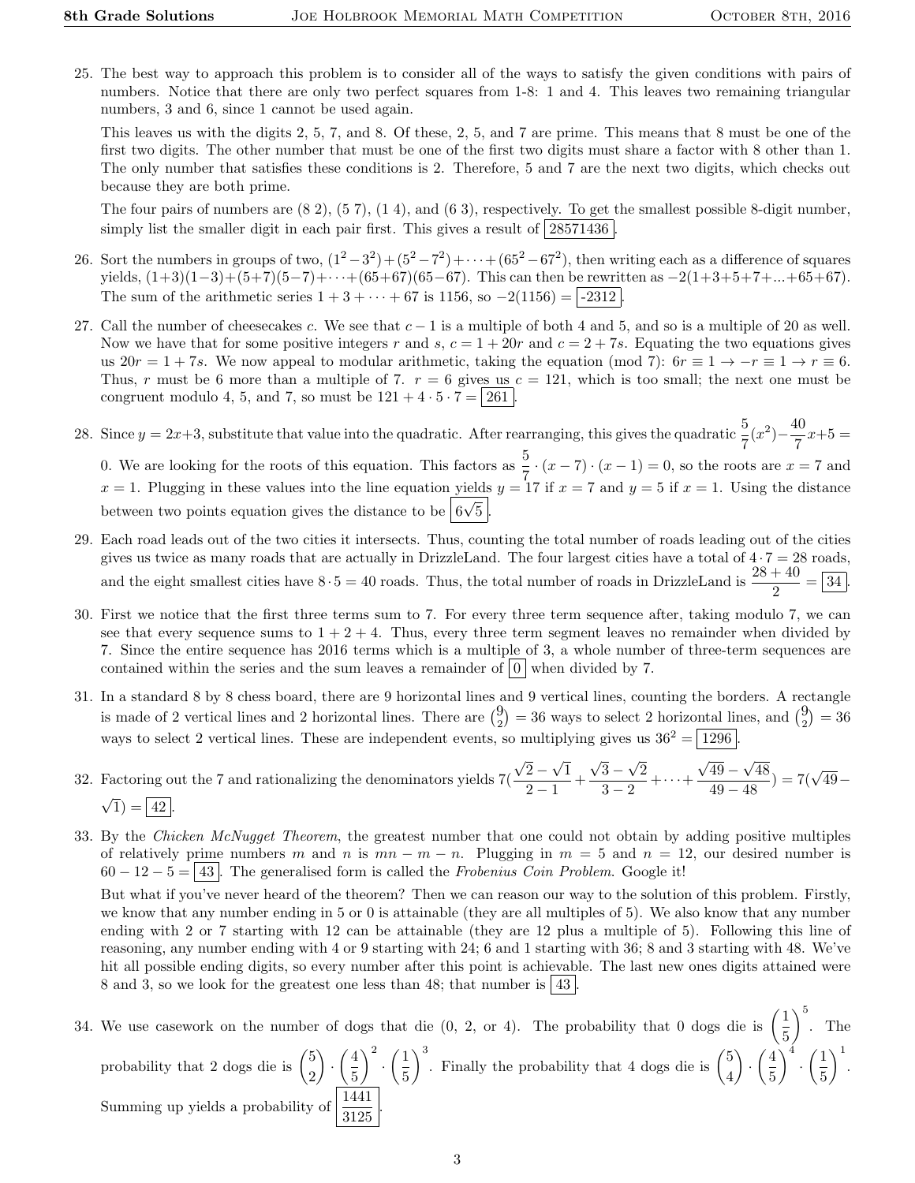25. The best way to approach this problem is to consider all of the ways to satisfy the given conditions with pairs of numbers. Notice that there are only two perfect squares from 1-8: 1 and 4. This leaves two remaining triangular numbers, 3 and 6, since 1 cannot be used again.

    This leaves us with the digits 2, 5, 7, and 8. Of these, 2, 5, and 7 are prime. This means that 8 must be one of the first two digits. The other number that must be one of the first two digits must share a factor with 8 other than 1. The only number that satisfies these conditions is 2. Therefore, 5 and 7 are the next two digits, which checks out because they are both prime.

    The four pairs of numbers are (8 2), (5 7), (1 4), and (6 3), respectively. To get the smallest possible 8-digit number, simply list the smaller digit in each pair first. This gives a result of $\boxed{28571436}$.

26. Sort the numbers in groups of two, $(1^2 - 3^2) + (5^2 - 7^2) + \cdots + (65^2 - 67^2)$, then writing each as a difference of squares yields, $(1+3)(1-3) + (5+7)(5-7) + \cdots + (65+67)(65-67)$. This can then be rewritten as $-2(1+3+5+7+...+65+67)$. The sum of the arithmetic series $1 + 3 + \cdots + 67$ is 1156, so $-2(1156) = \boxed{-2312}$.

27. Call the number of cheesecakes $c$. We see that $c - 1$ is a multiple of both 4 and 5, and so is a multiple of 20 as well. Now we have that for some positive integers $r$ and $s$, $c = 1 + 20r$ and $c = 2 + 7s$. Equating the two equations gives us $20r = 1 + 7s$. We now appeal to modular arithmetic, taking the equation (mod 7): $6r \equiv 1 \rightarrow -r \equiv 1 \rightarrow r \equiv 6$. Thus, $r$ must be 6 more than a multiple of 7. $r = 6$ gives us $c = 121$, which is too small; the next one must be congruent modulo 4, 5, and 7, so must be $121 + 4 \cdot 5 \cdot 7 = \boxed{261}$.

28. Since $y = 2x+3$, substitute that value into the quadratic. After rearranging, this gives the quadratic $\frac{5}{7}(x^2) - \frac{40}{7}x + 5 = 0$. We are looking for the roots of this equation. This factors as $\frac{5}{7} \cdot (x-7) \cdot (x-1) = 0$, so the roots are $x = 7$ and $x = 1$. Plugging in these values into the line equation yields $y = 17$ if $x = 7$ and $y = 5$ if $x = 1$. Using the distance between two points equation gives the distance to be $\boxed{6\sqrt{5}}$.

29. Each road leads out of the two cities it intersects. Thus, counting the total number of roads leading out of the cities gives us twice as many roads that are actually in DrizzleLand. The four largest cities have a total of $4 \cdot 7 = 28$ roads, and the eight smallest cities have $8 \cdot 5 = 40$ roads. Thus, the total number of roads in DrizzleLand is $\frac{28+40}{2} = \boxed{34}$.

30. First we notice that the first three terms sum to 7. For every three term sequence after, taking modulo 7, we can see that every sequence sums to $1 + 2 + 4$. Thus, every three term segment leaves no remainder when divided by 7. Since the entire sequence has 2016 terms which is a multiple of 3, a whole number of three-term sequences are contained within the series and the sum leaves a remainder of $\boxed{0}$ when divided by 7.

31. In a standard 8 by 8 chess board, there are 9 horizontal lines and 9 vertical lines, counting the borders. A rectangle is made of 2 vertical lines and 2 horizontal lines. There are $\binom{9}{2} = 36$ ways to select 2 horizontal lines, and $\binom{9}{2} = 36$ ways to select 2 vertical lines. These are independent events, so multiplying gives us $36^2 = \boxed{1296}$.

32. Factoring out the 7 and rationalizing the denominators yields $7(\frac{\sqrt{2}-\sqrt{1}}{2-1} + \frac{\sqrt{3}-\sqrt{2}}{3-2} + \cdots + \frac{\sqrt{49}-\sqrt{48}}{49-48}) = 7(\sqrt{49} - \sqrt{1}) = \boxed{42}$.

33. By the *Chicken McNugget Theorem*, the greatest number that one could not obtain by adding positive multiples of relatively prime numbers $m$ and $n$ is $mn - m - n$. Plugging in $m = 5$ and $n = 12$, our desired number is $60 - 12 - 5 = \boxed{43}$. The generalised form is called the *Frobenius Coin Problem*. Google it!

    But what if you've never heard of the theorem? Then we can reason our way to the solution of this problem. Firstly, we know that any number ending in 5 or 0 is attainable (they are all multiples of 5). We also know that any number ending with 2 or 7 starting with 12 can be attainable (they are 12 plus a multiple of 5). Following this line of reasoning, any number ending with 4 or 9 starting with 24; 6 and 1 starting with 36; 8 and 3 starting with 48. We've hit all possible ending digits, so every number after this point is achievable. The last new ones digits attained were 8 and 3, so we look for the greatest one less than 48; that number is $\boxed{43}$.

34. We use casework on the number of dogs that die (0, 2, or 4). The probability that 0 dogs die is $\left(\frac{1}{5}\right)^5$. The probability that 2 dogs die is $\binom{5}{2} \cdot \left(\frac{4}{5}\right)^2 \cdot \left(\frac{1}{5}\right)^3$. Finally the probability that 4 dogs die is $\binom{5}{4} \cdot \left(\frac{4}{5}\right)^4 \cdot \left(\frac{1}{5}\right)^1$. Summing up yields a probability of $\boxed{\frac{1441}{3125}}$.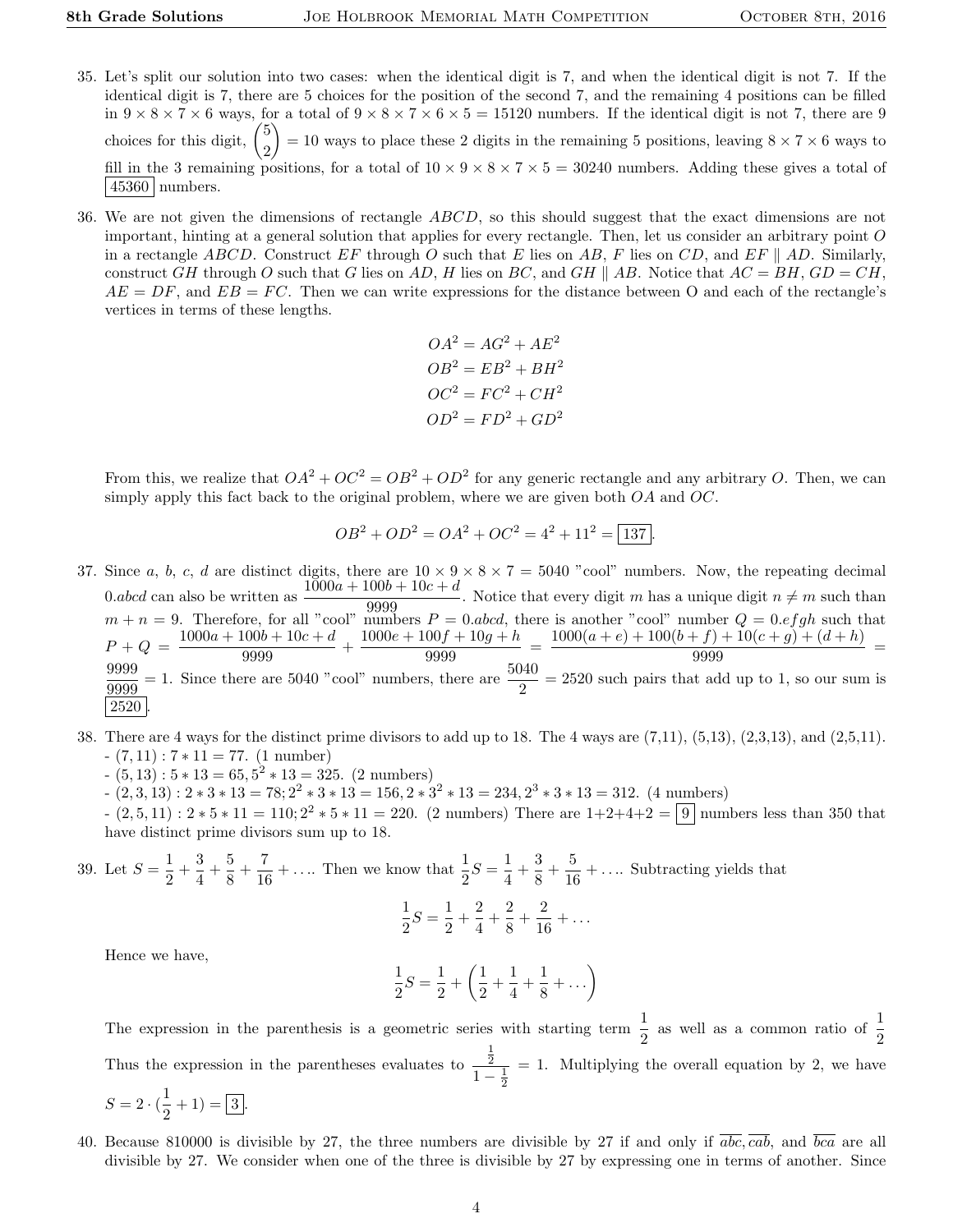35. Let's split our solution into two cases: when the identical digit is 7, and when the identical digit is not 7. If the identical digit is 7, there are 5 choices for the position of the second 7, and the remaining 4 positions can be filled in $9 \times 8 \times 7 \times 6$ ways, for a total of $9 \times 8 \times 7 \times 6 \times 5 = 15120$ numbers. If the identical digit is not 7, there are 9 choices for this digit, $\binom{5}{2} = 10$ ways to place these 2 digits in the remaining 5 positions, leaving $8 \times 7 \times 6$ ways to fill in the 3 remaining positions, for a total of $10 \times 9 \times 8 \times 7 \times 5 = 30240$ numbers. Adding these gives a total of $\boxed{45360}$ numbers.

36. We are not given the dimensions of rectangle $ABCD$, so this should suggest that the exact dimensions are not important, hinting at a general solution that applies for every rectangle. Then, let us consider an arbitrary point $O$ in a rectangle $ABCD$. Construct $EF$ through $O$ such that $E$ lies on $AB$, $F$ lies on $CD$, and $EF \parallel AD$. Similarly, construct $GH$ through $O$ such that $G$ lies on $AD$, $H$ lies on $BC$, and $GH \parallel AB$. Notice that $AC = BH$, $GD = CH$, $AE = DF$, and $EB = FC$. Then we can write expressions for the distance between O and each of the rectangle's vertices in terms of these lengths.

$$OA^2 = AG^2 + AE^2$$
$$OB^2 = EB^2 + BH^2$$
$$OC^2 = FC^2 + CH^2$$
$$OD^2 = FD^2 + GD^2$$

From this, we realize that $OA^2 + OC^2 = OB^2 + OD^2$ for any generic rectangle and any arbitrary $O$. Then, we can simply apply this fact back to the original problem, where we are given both $OA$ and $OC$.

$$OB^2 + OD^2 = OA^2 + OC^2 = 4^2 + 11^2 = \boxed{137}.$$

37. Since $a$, $b$, $c$, $d$ are distinct digits, there are $10 \times 9 \times 8 \times 7 = 5040$ "cool" numbers. Now, the repeating decimal $0.abcd$ can also be written as $\frac{1000a + 100b + 10c + d}{9999}$. Notice that every digit $m$ has a unique digit $n \neq m$ such than $m + n = 9$. Therefore, for all "cool" numbers $P = 0.abcd$, there is another "cool" number $Q = 0.efgh$ such that $P + Q = \frac{1000a + 100b + 10c + d}{9999} + \frac{1000e + 100f + 10g + h}{9999} = \frac{1000(a+e) + 100(b+f) + 10(c+g) + (d+h)}{9999} = \frac{9999}{9999} = 1$. Since there are 5040 "cool" numbers, there are $\frac{5040}{2} = 2520$ such pairs that add up to 1, so our sum is $\boxed{2520}$.

38. There are 4 ways for the distinct prime divisors to add up to 18. The 4 ways are (7,11), (5,13), (2,3,13), and (2,5,11).
- $(7, 11) : 7 * 11 = 77$. (1 number)
- $(5, 13) : 5 * 13 = 65, 5^2 * 13 = 325$. (2 numbers)
- $(2, 3, 13) : 2 * 3 * 13 = 78; 2^2 * 3 * 13 = 156, 2 * 3^2 * 13 = 234, 2^3 * 3 * 13 = 312$. (4 numbers)
- $(2, 5, 11) : 2 * 5 * 11 = 110; 2^2 * 5 * 11 = 220$. (2 numbers) There are 1+2+4+2 = $\boxed{9}$ numbers less than 350 that have distinct prime divisors sum up to 18.

39. Let $S = \frac{1}{2} + \frac{3}{4} + \frac{5}{8} + \frac{7}{16} + \ldots$. Then we know that $\frac{1}{2}S = \frac{1}{4} + \frac{3}{8} + \frac{5}{16} + \ldots$. Subtracting yields that

$$\frac{1}{2}S = \frac{1}{2} + \frac{2}{4} + \frac{2}{8} + \frac{2}{16} + \ldots$$

Hence we have,

$$\frac{1}{2}S = \frac{1}{2} + \left(\frac{1}{2} + \frac{1}{4} + \frac{1}{8} + \ldots\right)$$

The expression in the parenthesis is a geometric series with starting term $\frac{1}{2}$ as well as a common ratio of $\frac{1}{2}$ Thus the expression in the parentheses evaluates to $\frac{\frac{1}{2}}{1 - \frac{1}{2}} = 1$. Multiplying the overall equation by 2, we have $S = 2 \cdot (\frac{1}{2} + 1) = \boxed{3}$.

40. Because 810000 is divisible by 27, the three numbers are divisible by 27 if and only if $\overline{abc}, \overline{cab}$, and $\overline{bca}$ are all divisible by 27. We consider when one of the three is divisible by 27 by expressing one in terms of another. Since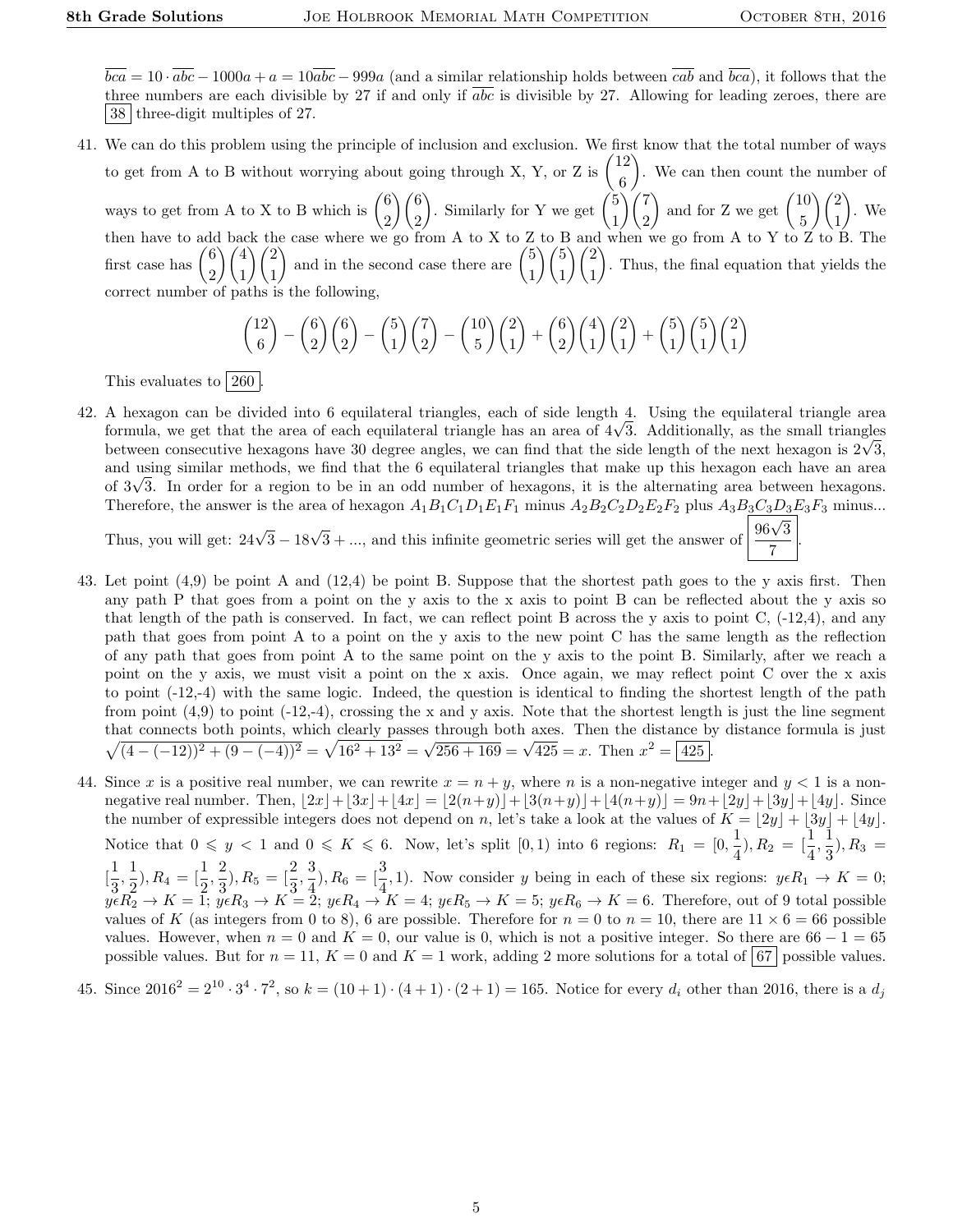$\overline{bca} = 10 \cdot \overline{abc} - 1000a + a = 10\overline{abc} - 999a$ (and a similar relationship holds between $\overline{cab}$ and $\overline{bca}$), it follows that the three numbers are each divisible by 27 if and only if $\overline{abc}$ is divisible by 27. Allowing for leading zeroes, there are $\boxed{38}$ three-digit multiples of 27.

41. We can do this problem using the principle of inclusion and exclusion. We first know that the total number of ways to get from A to B without worrying about going through X, Y, or Z is $\binom{12}{6}$. We can then count the number of ways to get from A to X to B which is $\binom{6}{2}\binom{6}{2}$. Similarly for Y we get $\binom{5}{1}\binom{7}{2}$ and for Z we get $\binom{10}{5}\binom{2}{1}$. We then have to add back the case where we go from A to X to Z to B and when we go from A to Y to Z to B. The first case has $\binom{6}{2}\binom{4}{1}\binom{2}{1}$ and in the second case there are $\binom{5}{1}\binom{5}{1}\binom{2}{1}$. Thus, the final equation that yields the correct number of paths is the following,

$$\binom{12}{6} - \binom{6}{2}\binom{6}{2} - \binom{5}{1}\binom{7}{2} - \binom{10}{5}\binom{2}{1} + \binom{6}{2}\binom{4}{1}\binom{2}{1} + \binom{5}{1}\binom{5}{1}\binom{2}{1}$$

This evaluates to $\boxed{260}$.

42. A hexagon can be divided into 6 equilateral triangles, each of side length 4. Using the equilateral triangle area formula, we get that the area of each equilateral triangle has an area of $4\sqrt{3}$. Additionally, as the small triangles between consecutive hexagons have 30 degree angles, we can find that the side length of the next hexagon is $2\sqrt{3}$, and using similar methods, we find that the 6 equilateral triangles that make up this hexagon each have an area of $3\sqrt{3}$. In order for a region to be in an odd number of hexagons, it is the alternating area between hexagons. Therefore, the answer is the area of hexagon $A_1B_1C_1D_1E_1F_1$ minus $A_2B_2C_2D_2E_2F_2$ plus $A_3B_3C_3D_3E_3F_3$ minus...

Thus, you will get: $24\sqrt{3} - 18\sqrt{3} + ...$, and this infinite geometric series will get the answer of $\boxed{\frac{96\sqrt{3}}{7}}$.

43. Let point (4,9) be point A and (12,4) be point B. Suppose that the shortest path goes to the y axis first. Then any path P that goes from a point on the y axis to the x axis to point B can be reflected about the y axis so that length of the path is conserved. In fact, we can reflect point B across the y axis to point C, (-12,4), and any path that goes from point A to a point on the y axis to the new point C has the same length as the reflection of any path that goes from point A to the same point on the y axis to the point B. Similarly, after we reach a point on the y axis, we must visit a point on the x axis. Once again, we may reflect point C over the x axis to point (-12,-4) with the same logic. Indeed, the question is identical to finding the shortest length of the path from point (4,9) to point (-12,-4), crossing the x and y axis. Note that the shortest length is just the line segment that connects both points, which clearly passes through both axes. Then the distance by distance formula is just $\sqrt{(4-(-12))^2 + (9-(-4))^2} = \sqrt{16^2 + 13^2} = \sqrt{256+169} = \sqrt{425} = x$. Then $x^2 = \boxed{425}$.

44. Since $x$ is a positive real number, we can rewrite $x = n + y$, where $n$ is a non-negative integer and $y < 1$ is a non-negative real number. Then, $\lfloor 2x \rfloor + \lfloor 3x \rfloor + \lfloor 4x \rfloor = \lfloor 2(n+y) \rfloor + \lfloor 3(n+y) \rfloor + \lfloor 4(n+y) \rfloor = 9n + \lfloor 2y \rfloor + \lfloor 3y \rfloor + \lfloor 4y \rfloor$. Since the number of expressible integers does not depend on $n$, let's take a look at the values of $K = \lfloor 2y \rfloor + \lfloor 3y \rfloor + \lfloor 4y \rfloor$. Notice that $0 \leqslant y < 1$ and $0 \leqslant K \leqslant 6$. Now, let's split $[0,1)$ into 6 regions: $R_1 = [0, \frac{1}{4}), R_2 = [\frac{1}{4}, \frac{1}{3}), R_3 = [\frac{1}{3}, \frac{1}{2}), R_4 = [\frac{1}{2}, \frac{2}{3}), R_5 = [\frac{2}{3}, \frac{3}{4}), R_6 = [\frac{3}{4}, 1)$. Now consider $y$ being in each of these six regions: $y \epsilon R_1 \to K = 0$; $y \epsilon R_2 \to K = 1$; $y \epsilon R_3 \to K = 2$; $y \epsilon R_4 \to K = 4$; $y \epsilon R_5 \to K = 5$; $y \epsilon R_6 \to K = 6$. Therefore, out of 9 total possible values of $K$ (as integers from 0 to 8), 6 are possible. Therefore for $n = 0$ to $n = 10$, there are $11 \times 6 = 66$ possible values. However, when $n = 0$ and $K = 0$, our value is 0, which is not a positive integer. So there are $66 - 1 = 65$ possible values. But for $n = 11$, $K = 0$ and $K = 1$ work, adding 2 more solutions for a total of $\boxed{67}$ possible values.

45. Since $2016^2 = 2^{10} \cdot 3^4 \cdot 7^2$, so $k = (10+1) \cdot (4+1) \cdot (2+1) = 165$. Notice for every $d_i$ other than 2016, there is a $d_j$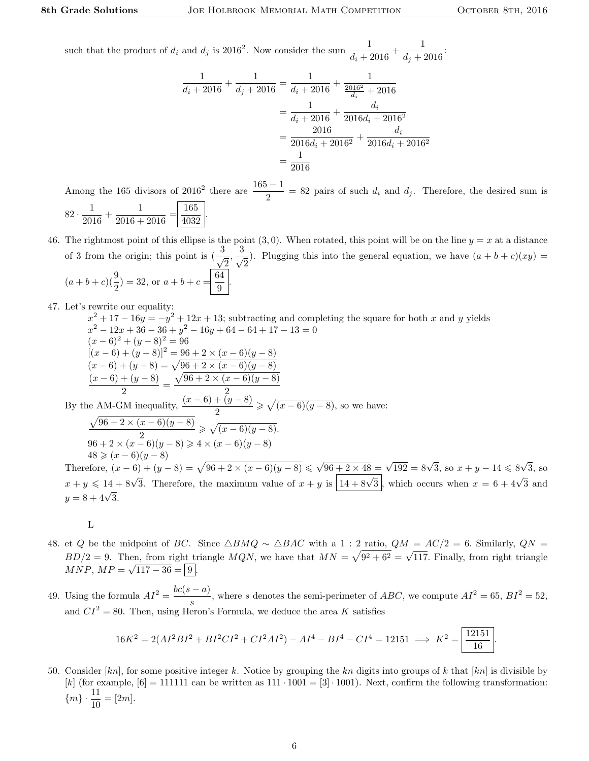such that the product of $d_i$ and $d_j$ is $2016^2$. Now consider the sum $\dfrac{1}{d_i + 2016} + \dfrac{1}{d_j + 2016}$:

$$\begin{aligned}
\frac{1}{d_i + 2016} + \frac{1}{d_j + 2016} &= \frac{1}{d_i + 2016} + \frac{1}{\frac{2016^2}{d_i} + 2016} \\
&= \frac{1}{d_i + 2016} + \frac{d_i}{2016 d_i + 2016^2} \\
&= \frac{2016}{2016 d_i + 2016^2} + \frac{d_i}{2016 d_i + 2016^2} \\
&= \frac{1}{2016}
\end{aligned}$$

Among the 165 divisors of $2016^2$ there are $\dfrac{165-1}{2} = 82$ pairs of such $d_i$ and $d_j$. Therefore, the desired sum is $82 \cdot \dfrac{1}{2016} + \dfrac{1}{2016 + 2016} = \boxed{\dfrac{165}{4032}}$.

46. The rightmost point of this ellipse is the point $(3, 0)$. When rotated, this point will be on the line $y = x$ at a distance of 3 from the origin; this point is $(\frac{3}{\sqrt{2}}, \frac{3}{\sqrt{2}})$. Plugging this into the general equation, we have $(a + b + c)(xy) = (a + b + c)(\frac{9}{2}) = 32$, or $a + b + c = \boxed{\frac{64}{9}}$.

47. Let's rewrite our equality:
$x^2 + 17 - 16y = -y^2 + 12x + 13$; subtracting and completing the square for both $x$ and $y$ yields
$x^2 - 12x + 36 - 36 + y^2 - 16y + 64 - 64 + 17 - 13 = 0$
$(x-6)^2 + (y-8)^2 = 96$
$[(x-6) + (y-8)]^2 = 96 + 2 \times (x-6)(y-8)$
$(x-6) + (y-8) = \sqrt{96 + 2 \times (x-6)(y-8)}$
$\dfrac{(x-6) + (y-8)}{2} = \dfrac{\sqrt{96 + 2 \times (x-6)(y-8)}}{2}$
By the AM-GM inequality, $\dfrac{(x-6) + (y-8)}{2} \geqslant \sqrt{(x-6)(y-8)}$, so we have:
$\dfrac{\sqrt{96 + 2 \times (x-6)(y-8)}}{2} \geqslant \sqrt{(x-6)(y-8)}$.
$96 + 2 \times (x-6)(y-8) \geqslant 4 \times (x-6)(y-8)$
$48 \geqslant (x-6)(y-8)$
Therefore, $(x-6) + (y-8) = \sqrt{96 + 2 \times (x-6)(y-8)} \leqslant \sqrt{96 + 2 \times 48} = \sqrt{192} = 8\sqrt{3}$, so $x + y - 14 \leqslant 8\sqrt{3}$, so $x + y \leqslant 14 + 8\sqrt{3}$. Therefore, the maximum value of $x + y$ is $\boxed{14 + 8\sqrt{3}}$, which occurs when $x = 6 + 4\sqrt{3}$ and $y = 8 + 4\sqrt{3}$.

L

48. et $Q$ be the midpoint of $BC$. Since $\triangle BMQ \sim \triangle BAC$ with a $1:2$ ratio, $QM = AC/2 = 6$. Similarly, $QN = BD/2 = 9$. Then, from right triangle $MQN$, we have that $MN = \sqrt{9^2 + 6^2} = \sqrt{117}$. Finally, from right triangle $MNP$, $MP = \sqrt{117 - 36} = \boxed{9}$.

49. Using the formula $AI^2 = \dfrac{bc(s-a)}{s}$, where $s$ denotes the semi-perimeter of $ABC$, we compute $AI^2 = 65$, $BI^2 = 52$, and $CI^2 = 80$. Then, using Heron's Formula, we deduce the area $K$ satisfies

$$16K^2 = 2(AI^2BI^2 + BI^2CI^2 + CI^2AI^2) - AI^4 - BI^4 - CI^4 = 12151 \implies K^2 = \boxed{\frac{12151}{16}}.$$

50. Consider $[kn]$, for some positive integer $k$. Notice by grouping the $kn$ digits into groups of $k$ that $[kn]$ is divisible by $[k]$ (for example, $[6] = 111111$ can be written as $111 \cdot 1001 = [3] \cdot 1001$). Next, confirm the following transformation: $\{m\} \cdot \dfrac{11}{10} = [2m]$.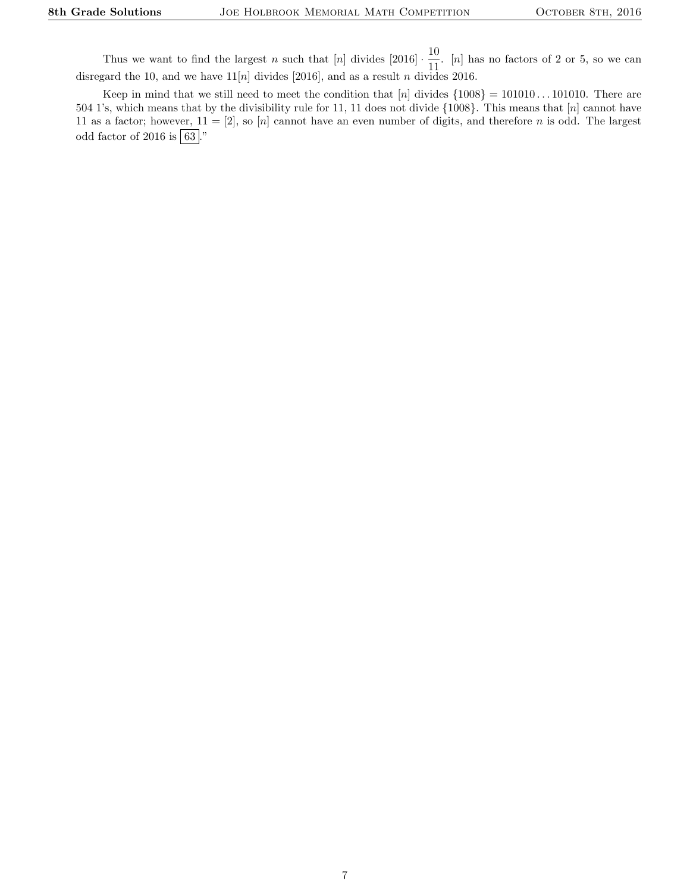Thus we want to find the largest $n$ such that $[n]$ divides $[2016] \cdot \frac{10}{11}$. $[n]$ has no factors of 2 or 5, so we can disregard the 10, and we have $11[n]$ divides $[2016]$, and as a result $n$ divides 2016.

Keep in mind that we still need to meet the condition that $[n]$ divides $\{1008\} = 101010\ldots101010$. There are 504 1's, which means that by the divisibility rule for 11, 11 does not divide $\{1008\}$. This means that $[n]$ cannot have 11 as a factor; however, $11 = [2]$, so $[n]$ cannot have an even number of digits, and therefore $n$ is odd. The largest odd factor of 2016 is $\boxed{63}$."